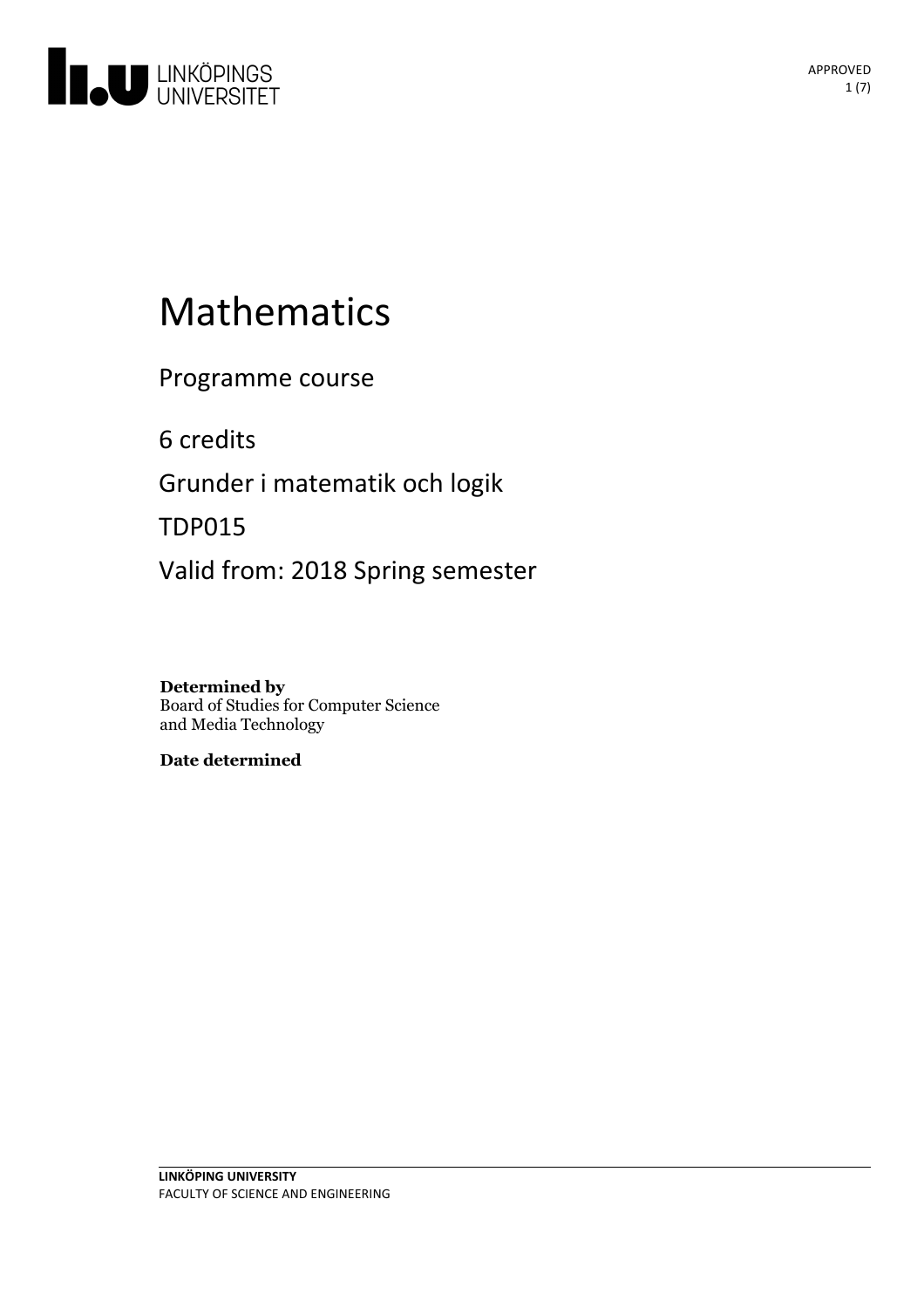# Mathematics

Programme course

6 credits

Grunder i matematik och logik

TDP015

Valid from: 2018 Spring semester

**Determined by**
Board of Studies for Computer Science and Media Technology

**Date determined**

**LINKÖPING UNIVERSITY**
FACULTY OF SCIENCE AND ENGINEERING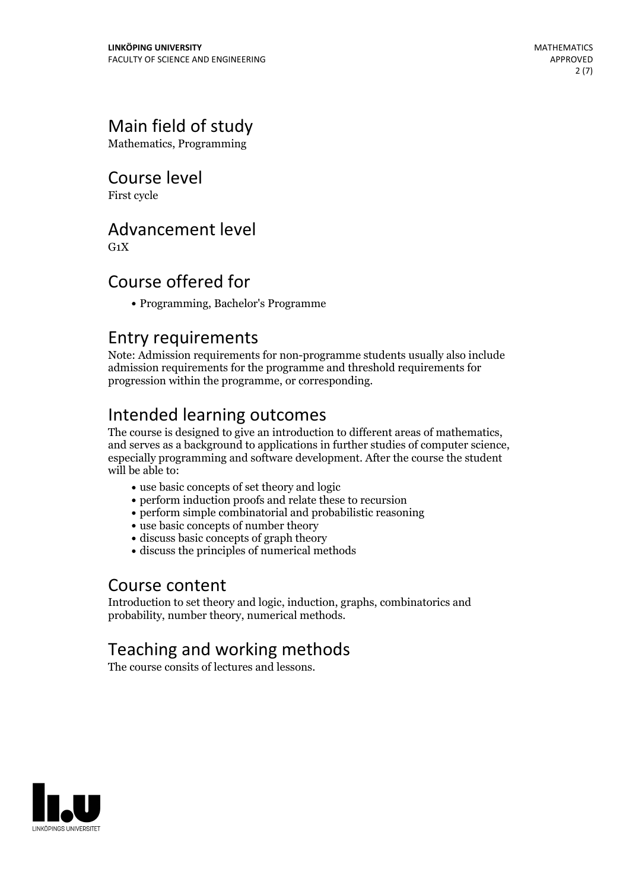## Main field of study

Mathematics, Programming

## Course level

First cycle

## Advancement level

G1X

## Course offered for

- Programming, Bachelor's Programme

## Entry requirements

Note: Admission requirements for non-programme students usually also include admission requirements for the programme and threshold requirements for progression within the programme, or corresponding.

## Intended learning outcomes

The course is designed to give an introduction to different areas of mathematics, and serves as a background to applications in further studies of computer science, especially programming and software development. After the course the student will be able to:

- use basic concepts of set theory and logic
- perform induction proofs and relate these to recursion
- perform simple combinatorial and probabilistic reasoning
- use basic concepts of number theory
- discuss basic concepts of graph theory
- discuss the principles of numerical methods

## Course content

Introduction to set theory and logic, induction, graphs, combinatorics and probability, number theory, numerical methods.

## Teaching and working methods

The course consits of lectures and lessons.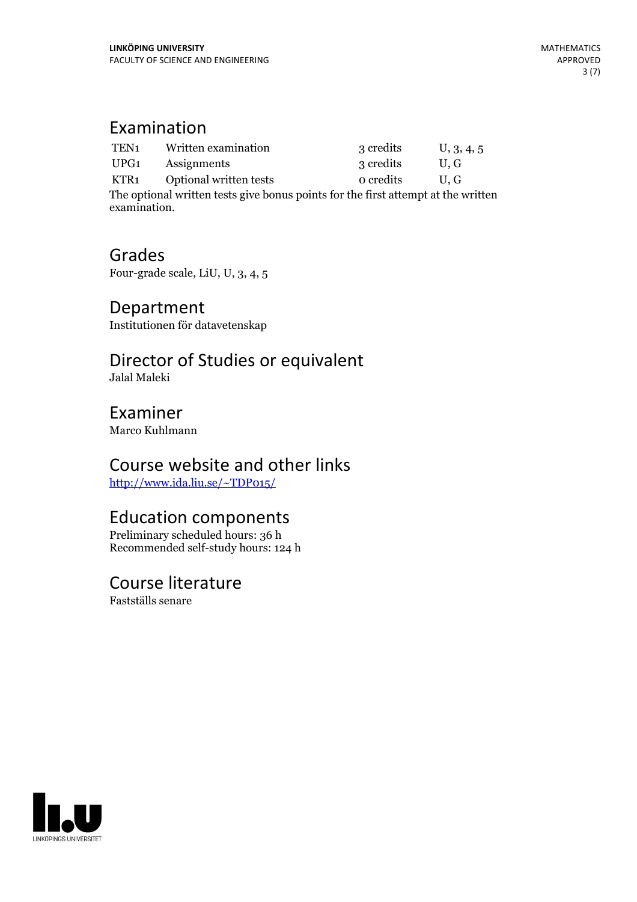## Examination

| | | | |
|---|---|---|---|
| TEN1 | Written examination | 3 credits | U, 3, 4, 5 |
| UPG1 | Assignments | 3 credits | U, G |
| KTR1 | Optional written tests | 0 credits | U, G |

The optional written tests give bonus points for the first attempt at the written examination.

## Grades

Four-grade scale, LiU, U, 3, 4, 5

## Department

Institutionen för datavetenskap

## Director of Studies or equivalent

Jalal Maleki

## Examiner

Marco Kuhlmann

## Course website and other links

http://www.ida.liu.se/~TDP015/

## Education components

Preliminary scheduled hours: 36 h
Recommended self-study hours: 124 h

## Course literature

Fastställs senare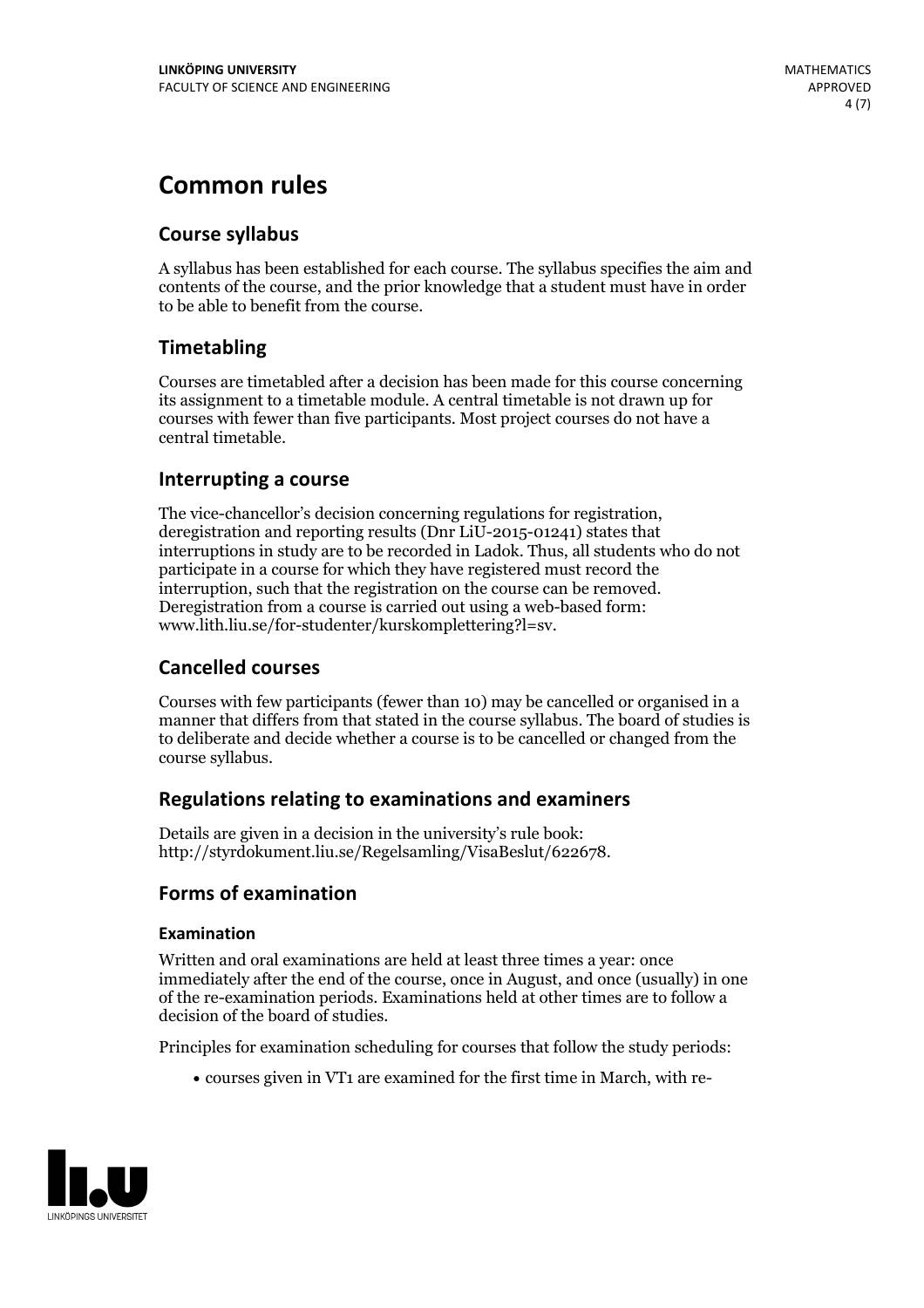# Common rules

## Course syllabus

A syllabus has been established for each course. The syllabus specifies the aim and contents of the course, and the prior knowledge that a student must have in order to be able to benefit from the course.

## Timetabling

Courses are timetabled after a decision has been made for this course concerning its assignment to a timetable module. A central timetable is not drawn up for courses with fewer than five participants. Most project courses do not have a central timetable.

## Interrupting a course

The vice-chancellor's decision concerning regulations for registration, deregistration and reporting results (Dnr LiU-2015-01241) states that interruptions in study are to be recorded in Ladok. Thus, all students who do not participate in a course for which they have registered must record the interruption, such that the registration on the course can be removed. Deregistration from a course is carried out using a web-based form: www.lith.liu.se/for-studenter/kurskomplettering?l=sv.

## Cancelled courses

Courses with few participants (fewer than 10) may be cancelled or organised in a manner that differs from that stated in the course syllabus. The board of studies is to deliberate and decide whether a course is to be cancelled or changed from the course syllabus.

## Regulations relating to examinations and examiners

Details are given in a decision in the university's rule book: http://styrdokument.liu.se/Regelsamling/VisaBeslut/622678.

## Forms of examination

### Examination

Written and oral examinations are held at least three times a year: once immediately after the end of the course, once in August, and once (usually) in one of the re-examination periods. Examinations held at other times are to follow a decision of the board of studies.

Principles for examination scheduling for courses that follow the study periods:

- courses given in VT1 are examined for the first time in March, with re-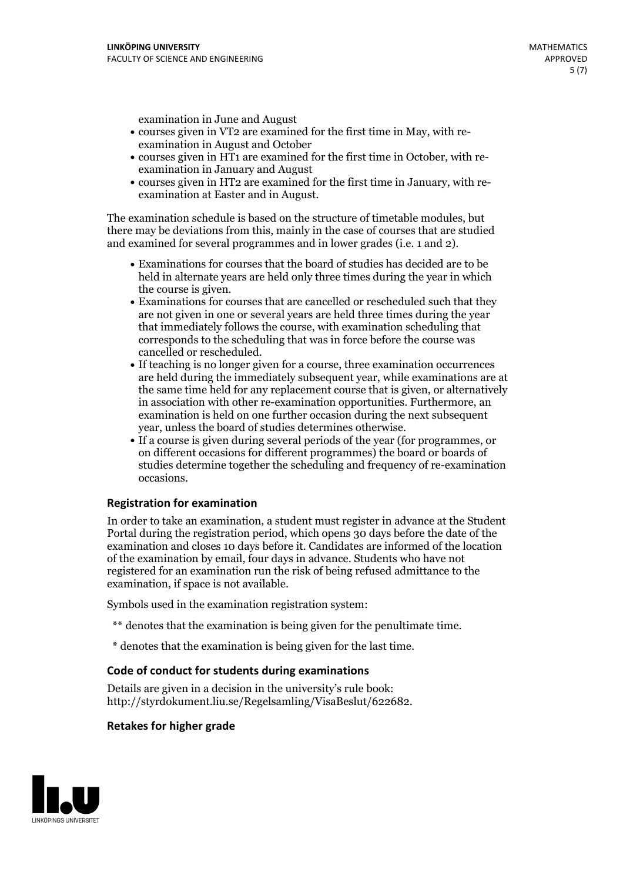examination in June and August

- courses given in VT2 are examined for the first time in May, with re-examination in August and October
- courses given in HT1 are examined for the first time in October, with re-examination in January and August
- courses given in HT2 are examined for the first time in January, with re-examination at Easter and in August.

The examination schedule is based on the structure of timetable modules, but there may be deviations from this, mainly in the case of courses that are studied and examined for several programmes and in lower grades (i.e. 1 and 2).

- Examinations for courses that the board of studies has decided are to be held in alternate years are held only three times during the year in which the course is given.
- Examinations for courses that are cancelled or rescheduled such that they are not given in one or several years are held three times during the year that immediately follows the course, with examination scheduling that corresponds to the scheduling that was in force before the course was cancelled or rescheduled.
- If teaching is no longer given for a course, three examination occurrences are held during the immediately subsequent year, while examinations are at the same time held for any replacement course that is given, or alternatively in association with other re-examination opportunities. Furthermore, an examination is held on one further occasion during the next subsequent year, unless the board of studies determines otherwise.
- If a course is given during several periods of the year (for programmes, or on different occasions for different programmes) the board or boards of studies determine together the scheduling and frequency of re-examination occasions.

### Registration for examination

In order to take an examination, a student must register in advance at the Student Portal during the registration period, which opens 30 days before the date of the examination and closes 10 days before it. Candidates are informed of the location of the examination by email, four days in advance. Students who have not registered for an examination run the risk of being refused admittance to the examination, if space is not available.

Symbols used in the examination registration system:

** denotes that the examination is being given for the penultimate time.

* denotes that the examination is being given for the last time.

### Code of conduct for students during examinations

Details are given in a decision in the university's rule book: http://styrdokument.liu.se/Regelsamling/VisaBeslut/622682.

### Retakes for higher grade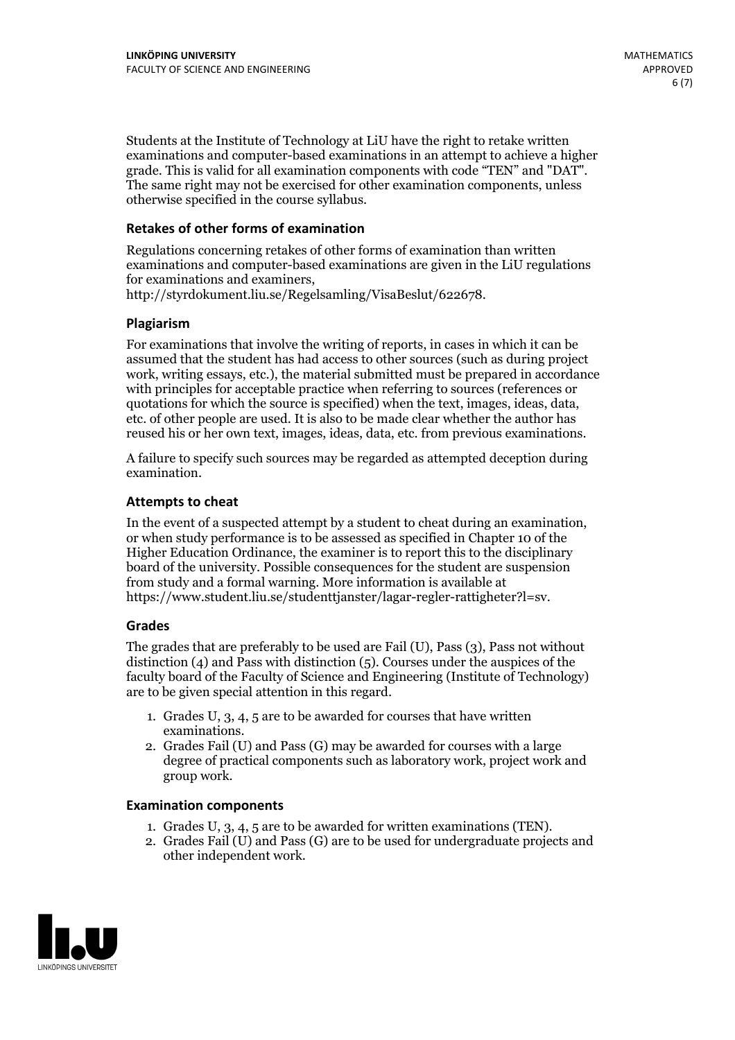Students at the Institute of Technology at LiU have the right to retake written examinations and computer-based examinations in an attempt to achieve a higher grade. This is valid for all examination components with code "TEN" and "DAT". The same right may not be exercised for other examination components, unless otherwise specified in the course syllabus.

### Retakes of other forms of examination

Regulations concerning retakes of other forms of examination than written examinations and computer-based examinations are given in the LiU regulations for examinations and examiners, http://styrdokument.liu.se/Regelsamling/VisaBeslut/622678.

### Plagiarism

For examinations that involve the writing of reports, in cases in which it can be assumed that the student has had access to other sources (such as during project work, writing essays, etc.), the material submitted must be prepared in accordance with principles for acceptable practice when referring to sources (references or quotations for which the source is specified) when the text, images, ideas, data, etc. of other people are used. It is also to be made clear whether the author has reused his or her own text, images, ideas, data, etc. from previous examinations.

A failure to specify such sources may be regarded as attempted deception during examination.

### Attempts to cheat

In the event of a suspected attempt by a student to cheat during an examination, or when study performance is to be assessed as specified in Chapter 10 of the Higher Education Ordinance, the examiner is to report this to the disciplinary board of the university. Possible consequences for the student are suspension from study and a formal warning. More information is available at https://www.student.liu.se/studenttjanster/lagar-regler-rattigheter?l=sv.

### Grades

The grades that are preferably to be used are Fail (U), Pass (3), Pass not without distinction (4) and Pass with distinction (5). Courses under the auspices of the faculty board of the Faculty of Science and Engineering (Institute of Technology) are to be given special attention in this regard.

1. Grades U, 3, 4, 5 are to be awarded for courses that have written examinations.
2. Grades Fail (U) and Pass (G) may be awarded for courses with a large degree of practical components such as laboratory work, project work and group work.

### Examination components

1. Grades U, 3, 4, 5 are to be awarded for written examinations (TEN).
2. Grades Fail (U) and Pass (G) are to be used for undergraduate projects and other independent work.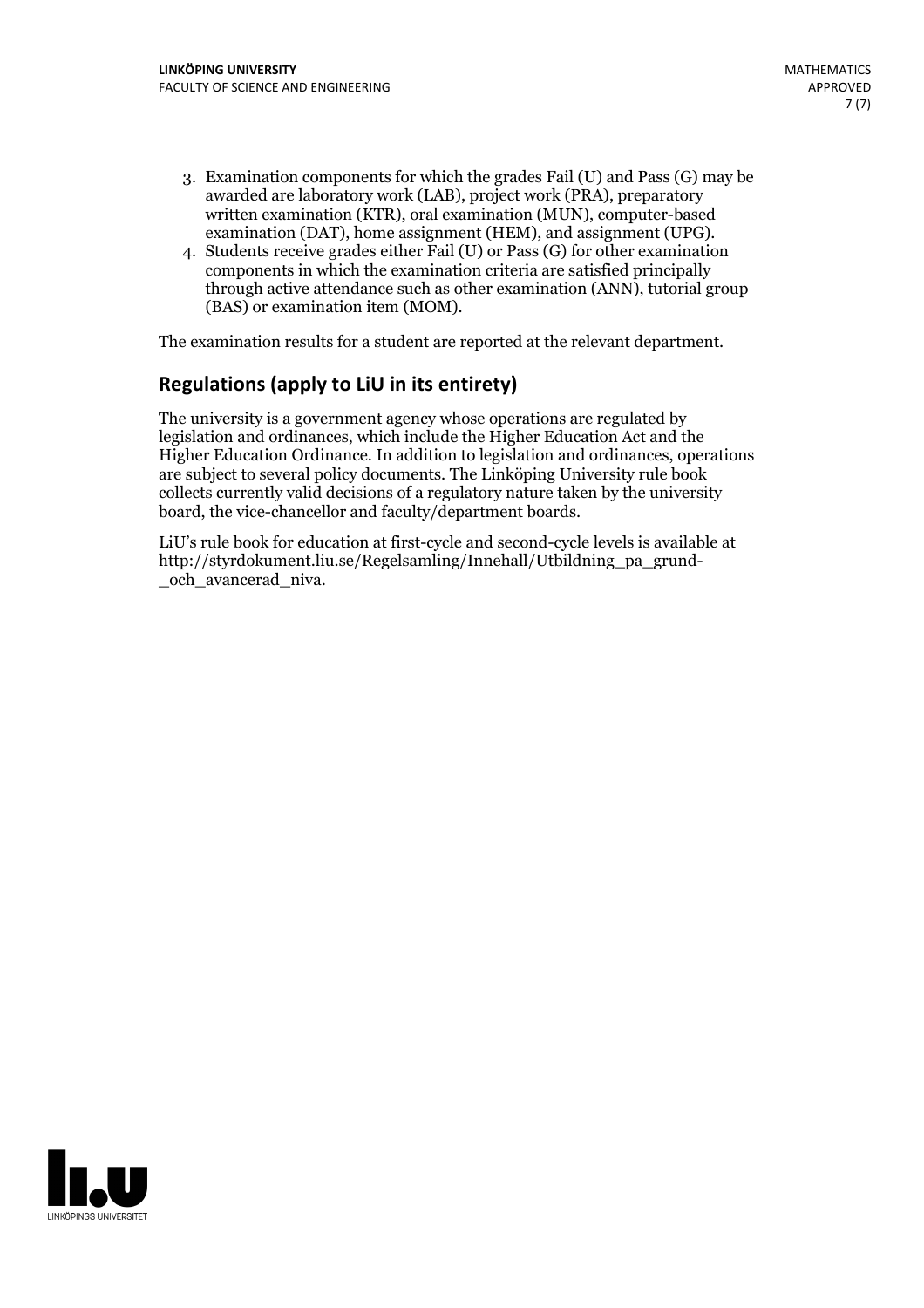3. Examination components for which the grades Fail (U) and Pass (G) may be awarded are laboratory work (LAB), project work (PRA), preparatory written examination (KTR), oral examination (MUN), computer-based examination (DAT), home assignment (HEM), and assignment (UPG).
4. Students receive grades either Fail (U) or Pass (G) for other examination components in which the examination criteria are satisfied principally through active attendance such as other examination (ANN), tutorial group (BAS) or examination item (MOM).

The examination results for a student are reported at the relevant department.

## Regulations (apply to LiU in its entirety)

The university is a government agency whose operations are regulated by legislation and ordinances, which include the Higher Education Act and the Higher Education Ordinance. In addition to legislation and ordinances, operations are subject to several policy documents. The Linköping University rule book collects currently valid decisions of a regulatory nature taken by the university board, the vice-chancellor and faculty/department boards.

LiU's rule book for education at first-cycle and second-cycle levels is available at http://styrdokument.liu.se/Regelsamling/Innehall/Utbildning_pa_grund-_och_avancerad_niva.